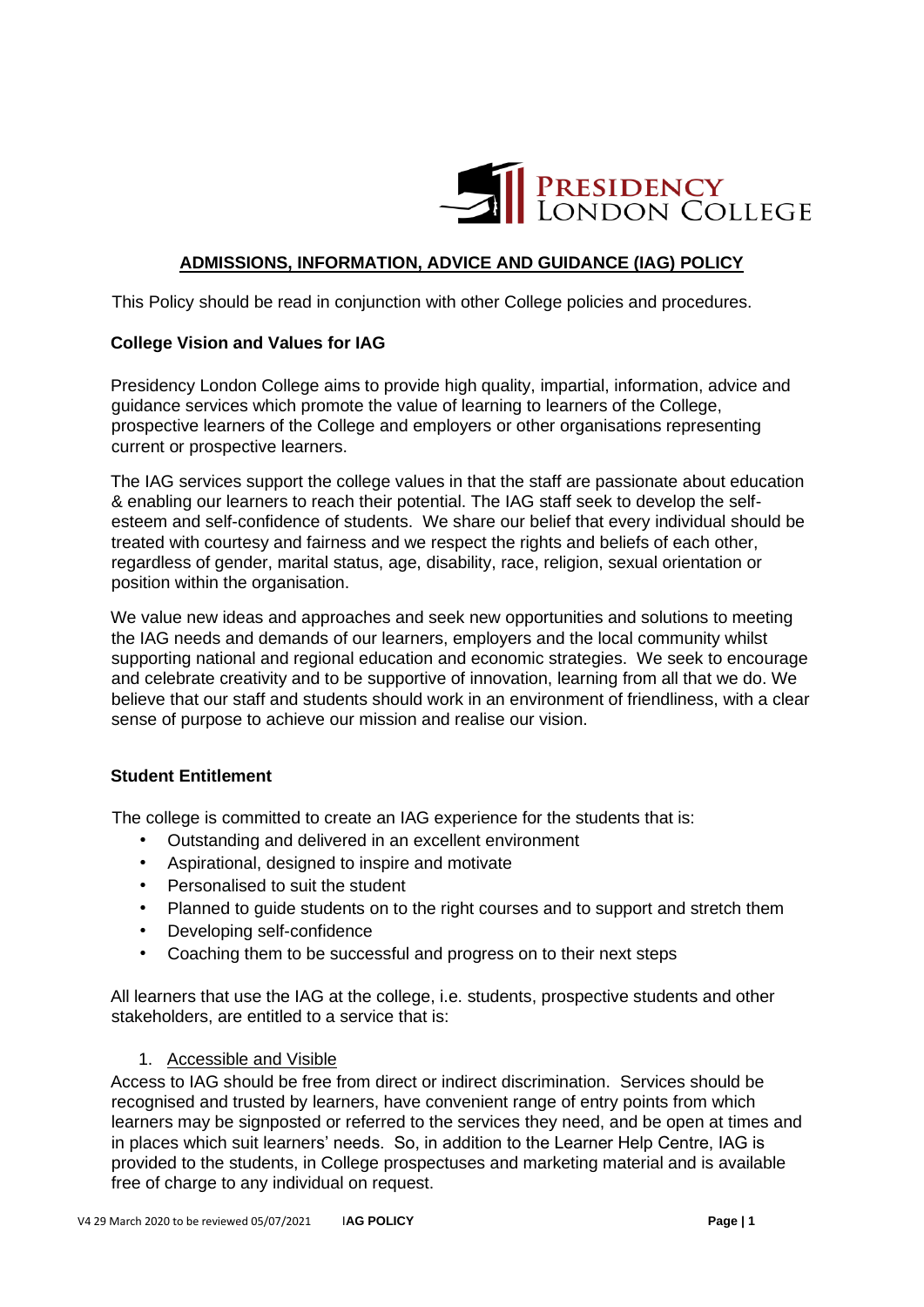# ADMISSIONS, INFORMATION, ADVICE AND GUIDANCE (IAG) POLICY

This Policy should be read in conjunction with other College policies and procedures.

**College Vision and Values for IAG**

Presidency London College aims to provide high quality, impartial, information, advice and guidance services which promote the value of learning to learners of the College, prospective learners of the College and employers or other organisations representing current or prospective learners.

The IAG services support the college values in that the staff are passionate about education & enabling our learners to reach their potential. The IAG staff seek to develop the self-esteem and self-confidence of students. We share our belief that every individual should be treated with courtesy and fairness and we respect the rights and beliefs of each other, regardless of gender, marital status, age, disability, race, religion, sexual orientation or position within the organisation.

We value new ideas and approaches and seek new opportunities and solutions to meeting the IAG needs and demands of our learners, employers and the local community whilst supporting national and regional education and economic strategies. We seek to encourage and celebrate creativity and to be supportive of innovation, learning from all that we do. We believe that our staff and students should work in an environment of friendliness, with a clear sense of purpose to achieve our mission and realise our vision.

**Student Entitlement**

The college is committed to create an IAG experience for the students that is:

- Outstanding and delivered in an excellent environment
- Aspirational, designed to inspire and motivate
- Personalised to suit the student
- Planned to guide students on to the right courses and to support and stretch them
- Developing self-confidence
- Coaching them to be successful and progress on to their next steps

All learners that use the IAG at the college, i.e. students, prospective students and other stakeholders, are entitled to a service that is:

1. Accessible and Visible

Access to IAG should be free from direct or indirect discrimination. Services should be recognised and trusted by learners, have convenient range of entry points from which learners may be signposted or referred to the services they need, and be open at times and in places which suit learners' needs. So, in addition to the Learner Help Centre, IAG is provided to the students, in College prospectuses and marketing material and is available free of charge to any individual on request.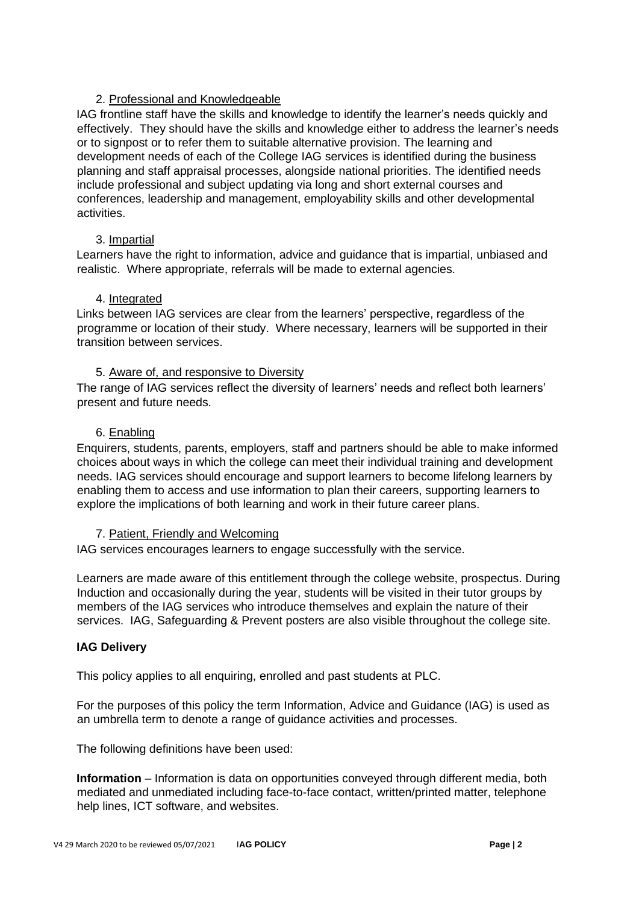2. <u>Professional and Knowledgeable</u>

IAG frontline staff have the skills and knowledge to identify the learner's needs quickly and effectively. They should have the skills and knowledge either to address the learner's needs or to signpost or to refer them to suitable alternative provision. The learning and development needs of each of the College IAG services is identified during the business planning and staff appraisal processes, alongside national priorities. The identified needs include professional and subject updating via long and short external courses and conferences, leadership and management, employability skills and other developmental activities.

3. <u>Impartial</u>

Learners have the right to information, advice and guidance that is impartial, unbiased and realistic. Where appropriate, referrals will be made to external agencies.

4. <u>Integrated</u>

Links between IAG services are clear from the learners' perspective, regardless of the programme or location of their study. Where necessary, learners will be supported in their transition between services.

5. <u>Aware of, and responsive to Diversity</u>

The range of IAG services reflect the diversity of learners' needs and reflect both learners' present and future needs.

6. <u>Enabling</u>

Enquirers, students, parents, employers, staff and partners should be able to make informed choices about ways in which the college can meet their individual training and development needs. IAG services should encourage and support learners to become lifelong learners by enabling them to access and use information to plan their careers, supporting learners to explore the implications of both learning and work in their future career plans.

7. <u>Patient, Friendly and Welcoming</u>

IAG services encourages learners to engage successfully with the service.

Learners are made aware of this entitlement through the college website, prospectus. During Induction and occasionally during the year, students will be visited in their tutor groups by members of the IAG services who introduce themselves and explain the nature of their services. IAG, Safeguarding & Prevent posters are also visible throughout the college site.

**IAG Delivery**

This policy applies to all enquiring, enrolled and past students at PLC.

For the purposes of this policy the term Information, Advice and Guidance (IAG) is used as an umbrella term to denote a range of guidance activities and processes.

The following definitions have been used:

**Information** – Information is data on opportunities conveyed through different media, both mediated and unmediated including face-to-face contact, written/printed matter, telephone help lines, ICT software, and websites.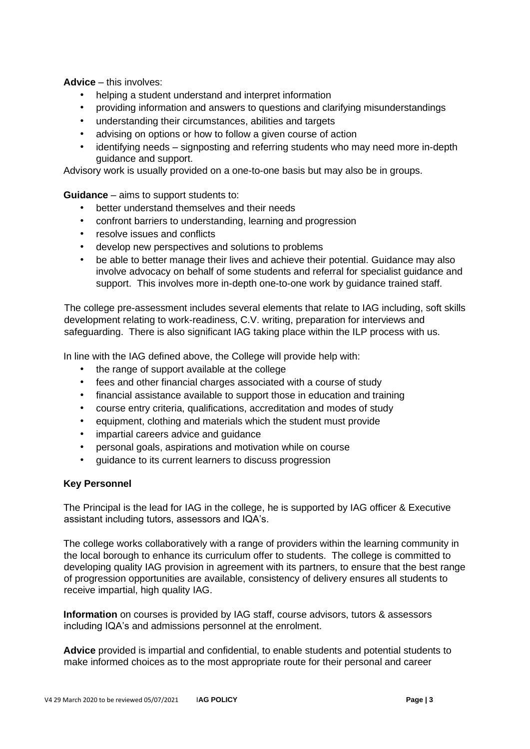**Advice** – this involves:

- helping a student understand and interpret information
- providing information and answers to questions and clarifying misunderstandings
- understanding their circumstances, abilities and targets
- advising on options or how to follow a given course of action
- identifying needs – signposting and referring students who may need more in-depth guidance and support.

Advisory work is usually provided on a one-to-one basis but may also be in groups.

**Guidance** – aims to support students to:

- better understand themselves and their needs
- confront barriers to understanding, learning and progression
- resolve issues and conflicts
- develop new perspectives and solutions to problems
- be able to better manage their lives and achieve their potential. Guidance may also involve advocacy on behalf of some students and referral for specialist guidance and support. This involves more in-depth one-to-one work by guidance trained staff.

The college pre-assessment includes several elements that relate to IAG including, soft skills development relating to work-readiness, C.V. writing, preparation for interviews and safeguarding. There is also significant IAG taking place within the ILP process with us.

In line with the IAG defined above, the College will provide help with:

- the range of support available at the college
- fees and other financial charges associated with a course of study
- financial assistance available to support those in education and training
- course entry criteria, qualifications, accreditation and modes of study
- equipment, clothing and materials which the student must provide
- impartial careers advice and guidance
- personal goals, aspirations and motivation while on course
- guidance to its current learners to discuss progression

**Key Personnel**

The Principal is the lead for IAG in the college, he is supported by IAG officer & Executive assistant including tutors, assessors and IQA's.

The college works collaboratively with a range of providers within the learning community in the local borough to enhance its curriculum offer to students. The college is committed to developing quality IAG provision in agreement with its partners, to ensure that the best range of progression opportunities are available, consistency of delivery ensures all students to receive impartial, high quality IAG.

**Information** on courses is provided by IAG staff, course advisors, tutors & assessors including IQA's and admissions personnel at the enrolment.

**Advice** provided is impartial and confidential, to enable students and potential students to make informed choices as to the most appropriate route for their personal and career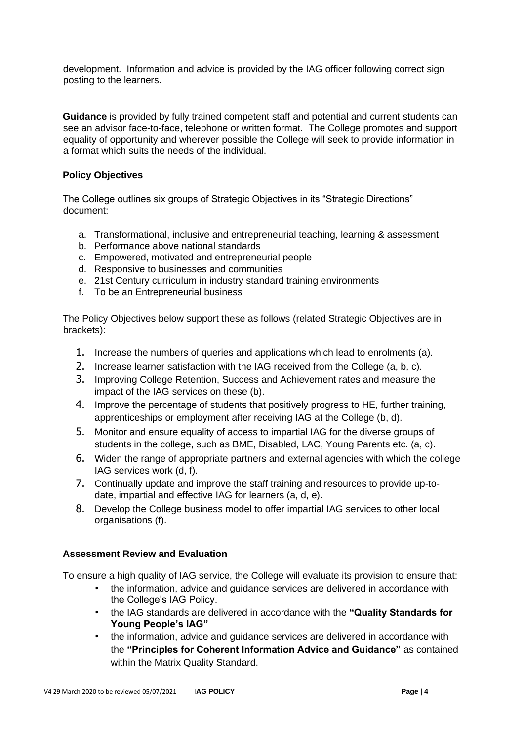development. Information and advice is provided by the IAG officer following correct sign posting to the learners.

**Guidance** is provided by fully trained competent staff and potential and current students can see an advisor face-to-face, telephone or written format. The College promotes and support equality of opportunity and wherever possible the College will seek to provide information in a format which suits the needs of the individual.

### Policy Objectives

The College outlines six groups of Strategic Objectives in its "Strategic Directions" document:

a. Transformational, inclusive and entrepreneurial teaching, learning & assessment
b. Performance above national standards
c. Empowered, motivated and entrepreneurial people
d. Responsive to businesses and communities
e. 21st Century curriculum in industry standard training environments
f. To be an Entrepreneurial business

The Policy Objectives below support these as follows (related Strategic Objectives are in brackets):

1. Increase the numbers of queries and applications which lead to enrolments (a).
2. Increase learner satisfaction with the IAG received from the College (a, b, c).
3. Improving College Retention, Success and Achievement rates and measure the impact of the IAG services on these (b).
4. Improve the percentage of students that positively progress to HE, further training, apprenticeships or employment after receiving IAG at the College (b, d).
5. Monitor and ensure equality of access to impartial IAG for the diverse groups of students in the college, such as BME, Disabled, LAC, Young Parents etc. (a, c).
6. Widen the range of appropriate partners and external agencies with which the college IAG services work (d, f).
7. Continually update and improve the staff training and resources to provide up-to-date, impartial and effective IAG for learners (a, d, e).
8. Develop the College business model to offer impartial IAG services to other local organisations (f).

### Assessment Review and Evaluation

To ensure a high quality of IAG service, the College will evaluate its provision to ensure that:

- the information, advice and guidance services are delivered in accordance with the College's IAG Policy.
- the IAG standards are delivered in accordance with the **"Quality Standards for Young People's IAG"**
- the information, advice and guidance services are delivered in accordance with the **"Principles for Coherent Information Advice and Guidance"** as contained within the Matrix Quality Standard.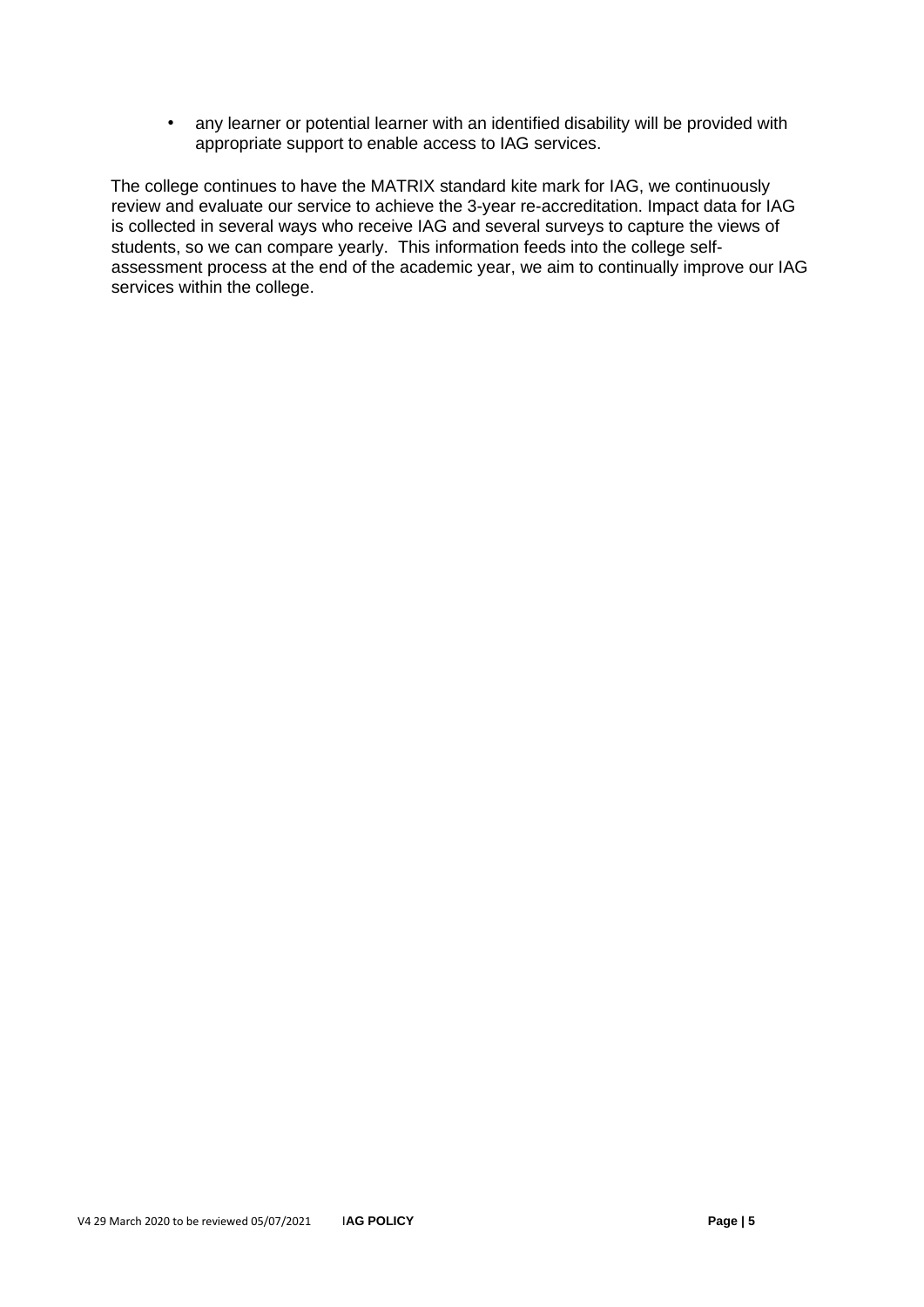- any learner or potential learner with an identified disability will be provided with appropriate support to enable access to IAG services.

The college continues to have the MATRIX standard kite mark for IAG, we continuously review and evaluate our service to achieve the 3-year re-accreditation. Impact data for IAG is collected in several ways who receive IAG and several surveys to capture the views of students, so we can compare yearly. This information feeds into the college self-assessment process at the end of the academic year, we aim to continually improve our IAG services within the college.